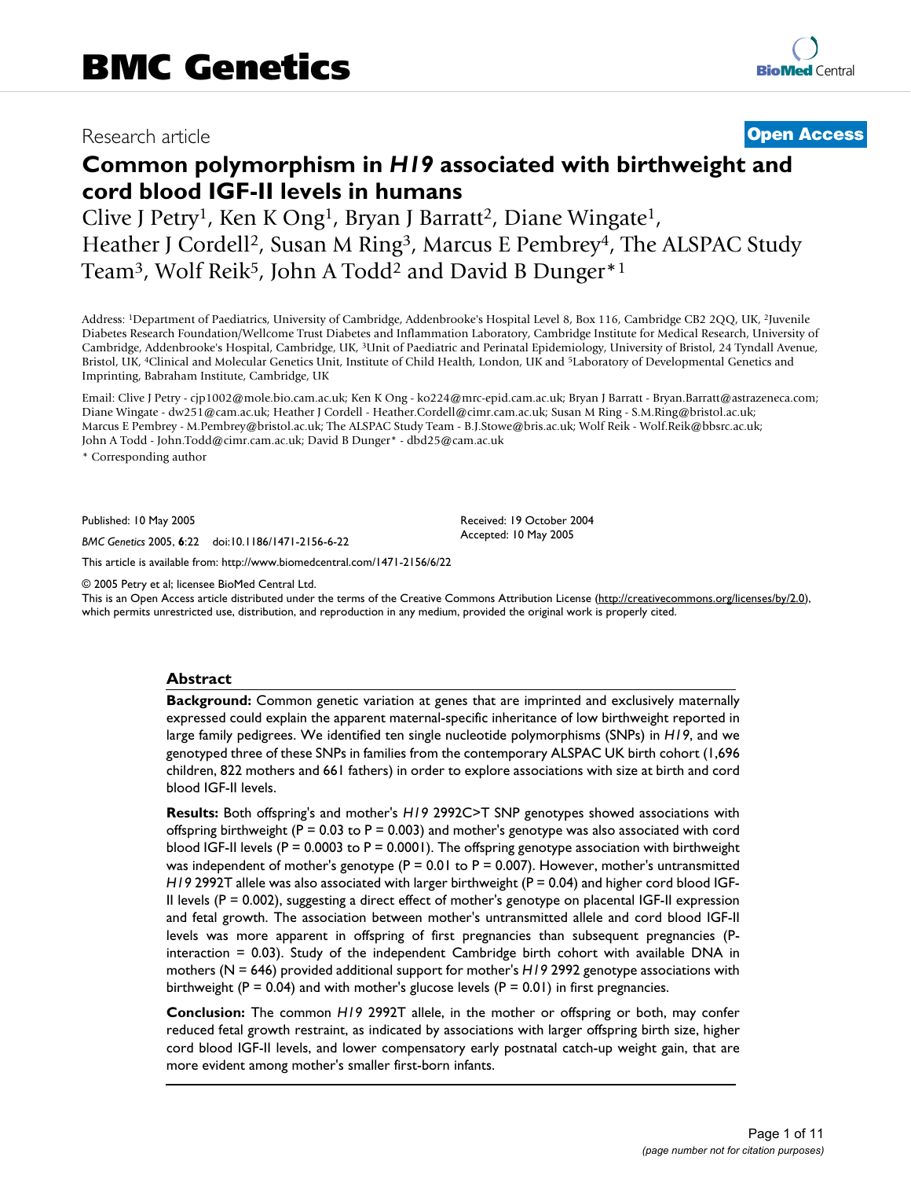# Common polymorphism in *H19* associated with birthweight and cord blood IGF-II levels in humans

Clive J Petry[1], Ken K Ong[1], Bryan J Barratt[2], Diane Wingate[1], Heather J Cordell[2], Susan M Ring[3], Marcus E Pembrey[4], The ALSPAC Study Team[3], Wolf Reik[5], John A Todd[2] and David B Dunger*[1]

Address: [1]Department of Paediatrics, University of Cambridge, Addenbrooke's Hospital Level 8, Box 116, Cambridge CB2 2QQ, UK, [2]Juvenile Diabetes Research Foundation/Wellcome Trust Diabetes and Inflammation Laboratory, Cambridge Institute for Medical Research, University of Cambridge, Addenbrooke's Hospital, Cambridge, UK, [3]Unit of Paediatric and Perinatal Epidemiology, University of Bristol, 24 Tyndall Avenue, Bristol, UK, [4]Clinical and Molecular Genetics Unit, Institute of Child Health, London, UK and [5]Laboratory of Developmental Genetics and Imprinting, Babraham Institute, Cambridge, UK

Email: Clive J Petry - cjp1002@mole.bio.cam.ac.uk; Ken K Ong - ko224@mrc-epid.cam.ac.uk; Bryan J Barratt - Bryan.Barratt@astrazeneca.com; Diane Wingate - dw251@cam.ac.uk; Heather J Cordell - Heather.Cordell@cimr.cam.ac.uk; Susan M Ring - S.M.Ring@bristol.ac.uk; Marcus E Pembrey - M.Pembrey@bristol.ac.uk; The ALSPAC Study Team - B.J.Stowe@bris.ac.uk; Wolf Reik - Wolf.Reik@bbsrc.ac.uk; John A Todd - John.Todd@cimr.cam.ac.uk; David B Dunger* - dbd25@cam.ac.uk

\* Corresponding author

Published: 10 May 2005

*BMC Genetics* 2005, **6**:22 doi:10.1186/1471-2156-6-22

Received: 19 October 2004
Accepted: 10 May 2005

This article is available from: http://www.biomedcentral.com/1471-2156/6/22

© 2005 Petry et al; licensee BioMed Central Ltd.
This is an Open Access article distributed under the terms of the Creative Commons Attribution License (http://creativecommons.org/licenses/by/2.0), which permits unrestricted use, distribution, and reproduction in any medium, provided the original work is properly cited.

## Abstract

**Background:** Common genetic variation at genes that are imprinted and exclusively maternally expressed could explain the apparent maternal-specific inheritance of low birthweight reported in large family pedigrees. We identified ten single nucleotide polymorphisms (SNPs) in *H19*, and we genotyped three of these SNPs in families from the contemporary ALSPAC UK birth cohort (1,696 children, 822 mothers and 661 fathers) in order to explore associations with size at birth and cord blood IGF-II levels.

**Results:** Both offspring's and mother's *H19* 2992C>T SNP genotypes showed associations with offspring birthweight ($P = 0.03$ to $P = 0.003$) and mother's genotype was also associated with cord blood IGF-II levels ($P = 0.0003$ to $P = 0.0001$). The offspring genotype association with birthweight was independent of mother's genotype ($P = 0.01$ to $P = 0.007$). However, mother's untransmitted *H19* 2992T allele was also associated with larger birthweight ($P = 0.04$) and higher cord blood IGF-II levels ($P = 0.002$), suggesting a direct effect of mother's genotype on placental IGF-II expression and fetal growth. The association between mother's untransmitted allele and cord blood IGF-II levels was more apparent in offspring of first pregnancies than subsequent pregnancies (P-interaction = 0.03). Study of the independent Cambridge birth cohort with available DNA in mothers ($N = 646$) provided additional support for mother's *H19* 2992 genotype associations with birthweight ($P = 0.04$) and with mother's glucose levels ($P = 0.01$) in first pregnancies.

**Conclusion:** The common *H19* 2992T allele, in the mother or offspring or both, may confer reduced fetal growth restraint, as indicated by associations with larger offspring birth size, higher cord blood IGF-II levels, and lower compensatory early postnatal catch-up weight gain, that are more evident among mother's smaller first-born infants.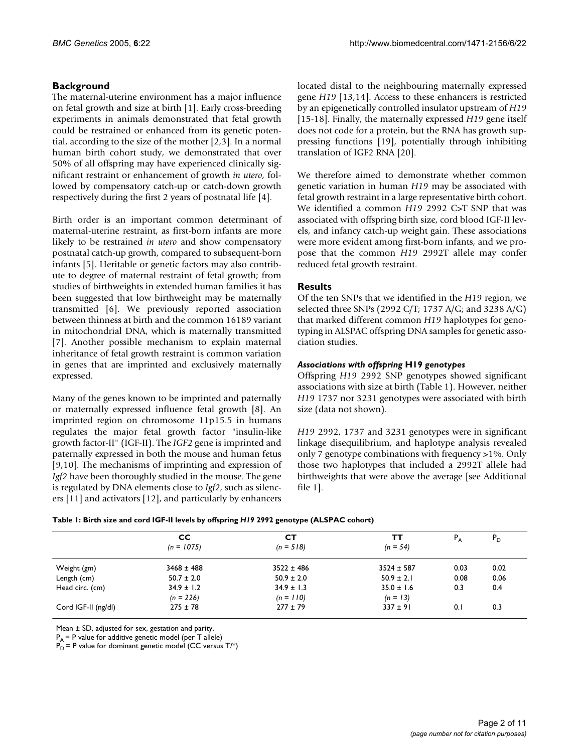## Background

The maternal-uterine environment has a major influence on fetal growth and size at birth [1]. Early cross-breeding experiments in animals demonstrated that fetal growth could be restrained or enhanced from its genetic potential, according to the size of the mother [2,3]. In a normal human birth cohort study, we demonstrated that over 50% of all offspring may have experienced clinically significant restraint or enhancement of growth *in utero*, followed by compensatory catch-up or catch-down growth respectively during the first 2 years of postnatal life [4].

Birth order is an important common determinant of maternal-uterine restraint, as first-born infants are more likely to be restrained *in utero* and show compensatory postnatal catch-up growth, compared to subsequent-born infants [5]. Heritable or genetic factors may also contribute to degree of maternal restraint of fetal growth; from studies of birthweights in extended human families it has been suggested that low birthweight may be maternally transmitted [6]. We previously reported association between thinness at birth and the common 16189 variant in mitochondrial DNA, which is maternally transmitted [7]. Another possible mechanism to explain maternal inheritance of fetal growth restraint is common variation in genes that are imprinted and exclusively maternally expressed.

Many of the genes known to be imprinted and paternally or maternally expressed influence fetal growth [8]. An imprinted region on chromosome 11p15.5 in humans regulates the major fetal growth factor "insulin-like growth factor-II" (IGF-II). The *IGF2* gene is imprinted and paternally expressed in both the mouse and human fetus [9,10]. The mechanisms of imprinting and expression of *Igf2* have been thoroughly studied in the mouse. The gene is regulated by DNA elements close to *Igf2*, such as silencers [11] and activators [12], and particularly by enhancers located distal to the neighbouring maternally expressed gene *H19* [13,14]. Access to these enhancers is restricted by an epigenetically controlled insulator upstream of *H19* [15-18]. Finally, the maternally expressed *H19* gene itself does not code for a protein, but the RNA has growth suppressing functions [19], potentially through inhibiting translation of IGF2 RNA [20].

We therefore aimed to demonstrate whether common genetic variation in human *H19* may be associated with fetal growth restraint in a large representative birth cohort. We identified a common *H19* 2992 C>T SNP that was associated with offspring birth size, cord blood IGF-II levels, and infancy catch-up weight gain. These associations were more evident among first-born infants, and we propose that the common *H19* 2992T allele may confer reduced fetal growth restraint.

## Results

Of the ten SNPs that we identified in the *H19* region, we selected three SNPs (2992 C/T; 1737 A/G; and 3238 A/G) that marked different common *H19* haplotypes for genotyping in ALSPAC offspring DNA samples for genetic association studies.

### *Associations with offspring* H19 *genotypes*

Offspring *H19* 2992 SNP genotypes showed significant associations with size at birth (Table 1). However, neither *H19* 1737 nor 3231 genotypes were associated with birth size (data not shown).

*H19* 2992, 1737 and 3231 genotypes were in significant linkage disequilibrium, and haplotype analysis revealed only 7 genotype combinations with frequency >1%. Only those two haplotypes that included a 2992T allele had birthweights that were above the average [see Additional file 1].

**Table 1: Birth size and cord IGF-II levels by offspring *H19* 2992 genotype (ALSPAC cohort)**

| | CC (*n = 1075*) | CT (*n = 518*) | TT (*n = 54*) | $P_A$ | $P_D$ |
|---|---|---|---|---|---|
| Weight (gm) | 3468 ± 488 | 3522 ± 486 | 3524 ± 587 | 0.03 | 0.02 |
| Length (cm) | 50.7 ± 2.0 | 50.9 ± 2.0 | 50.9 ± 2.1 | 0.08 | 0.06 |
| Head circ. (cm) | 34.9 ± 1.2 | 34.9 ± 1.3 | 35.0 ± 1.6 | 0.3 | 0.4 |
| | (*n = 226*) | (*n = 110*) | (*n = 13*) | | |
| Cord IGF-II (ng/dl) | 275 ± 78 | 277 ± 79 | 337 ± 91 | 0.1 | 0.3 |

Mean ± SD, adjusted for sex, gestation and parity.
$P_A$ = P value for additive genetic model (per T allele)
$P_D$ = P value for dominant genetic model (CC versus T/*)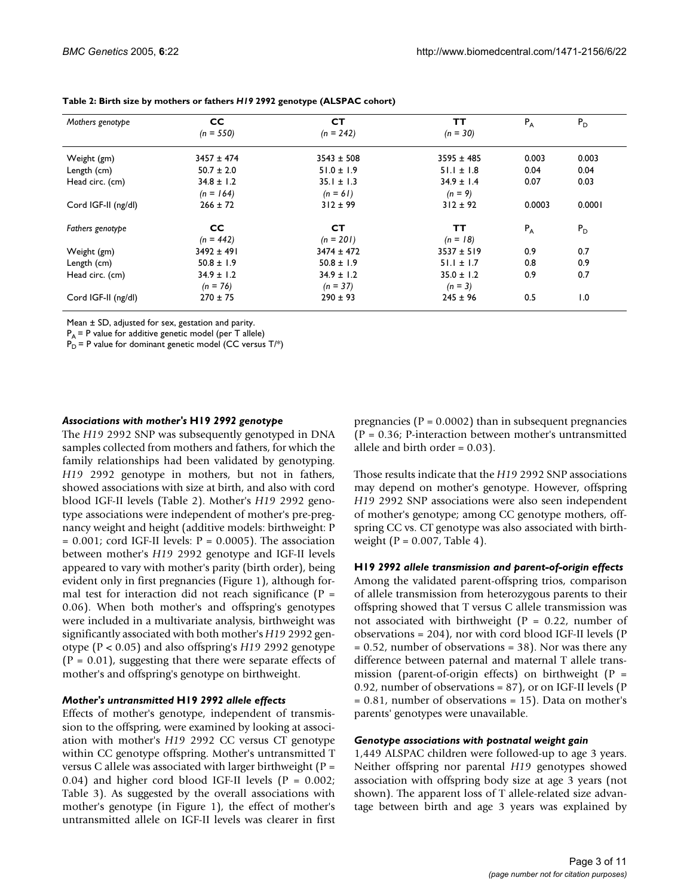**Table 2: Birth size by mothers or fathers *H19* 2992 genotype (ALSPAC cohort)**

| *Mothers genotype* | CC<br>*(n = 550)* | CT<br>*(n = 242)* | TT<br>*(n = 30)* | $P_A$ | $P_D$ |
|---|---|---|---|---|---|
| Weight (gm) | 3457 ± 474 | 3543 ± 508 | 3595 ± 485 | 0.003 | 0.003 |
| Length (cm) | 50.7 ± 2.0 | 51.0 ± 1.9 | 51.1 ± 1.8 | 0.04 | 0.04 |
| Head circ. (cm) | 34.8 ± 1.2 | 35.1 ± 1.3 | 34.9 ± 1.4 | 0.07 | 0.03 |
| | *(n = 164)* | *(n = 61)* | *(n = 9)* | | |
| Cord IGF-II (ng/dl) | 266 ± 72 | 312 ± 99 | 312 ± 92 | 0.0003 | 0.0001 |
| *Fathers genotype* | CC | CT | TT | $P_A$ | $P_D$ |
| | *(n = 442)* | *(n = 201)* | *(n = 18)* | | |
| Weight (gm) | 3492 ± 491 | 3474 ± 472 | 3537 ± 519 | 0.9 | 0.7 |
| Length (cm) | 50.8 ± 1.9 | 50.8 ± 1.9 | 51.1 ± 1.7 | 0.8 | 0.9 |
| Head circ. (cm) | 34.9 ± 1.2 | 34.9 ± 1.2 | 35.0 ± 1.2 | 0.9 | 0.7 |
| | *(n = 76)* | *(n = 37)* | *(n = 3)* | | |
| Cord IGF-II (ng/dl) | 270 ± 75 | 290 ± 93 | 245 ± 96 | 0.5 | 1.0 |

Mean ± SD, adjusted for sex, gestation and parity.
$P_A$ = P value for additive genetic model (per T allele)
$P_D$ = P value for dominant genetic model (CC versus T/*)

### *Associations with mother's* H19 *2992 genotype*

The *H19* 2992 SNP was subsequently genotyped in DNA samples collected from mothers and fathers, for which the family relationships had been validated by genotyping. *H19* 2992 genotype in mothers, but not in fathers, showed associations with size at birth, and also with cord blood IGF-II levels (Table 2). Mother's *H19* 2992 genotype associations were independent of mother's pre-pregnancy weight and height (additive models: birthweight: P = 0.001; cord IGF-II levels: P = 0.0005). The association between mother's *H19* 2992 genotype and IGF-II levels appeared to vary with mother's parity (birth order), being evident only in first pregnancies (Figure 1), although formal test for interaction did not reach significance (P = 0.06). When both mother's and offspring's genotypes were included in a multivariate analysis, birthweight was significantly associated with both mother's *H19* 2992 genotype (P < 0.05) and also offspring's *H19* 2992 genotype (P = 0.01), suggesting that there were separate effects of mother's and offspring's genotype on birthweight.

### *Mother's untransmitted* H19 *2992 allele effects*

Effects of mother's genotype, independent of transmission to the offspring, were examined by looking at association with mother's *H19* 2992 CC versus CT genotype within CC genotype offspring. Mother's untransmitted T versus C allele was associated with larger birthweight (P = 0.04) and higher cord blood IGF-II levels (P = 0.002; Table 3). As suggested by the overall associations with mother's genotype (in Figure 1), the effect of mother's untransmitted allele on IGF-II levels was clearer in first pregnancies (P = 0.0002) than in subsequent pregnancies (P = 0.36; P-interaction between mother's untransmitted allele and birth order = 0.03).

Those results indicate that the *H19* 2992 SNP associations may depend on mother's genotype. However, offspring *H19* 2992 SNP associations were also seen independent of mother's genotype; among CC genotype mothers, offspring CC vs. CT genotype was also associated with birthweight (P = 0.007, Table 4).

### H19 *2992 allele transmission and parent-of-origin effects*

Among the validated parent-offspring trios, comparison of allele transmission from heterozygous parents to their offspring showed that T versus C allele transmission was not associated with birthweight (P = 0.22, number of observations = 204), nor with cord blood IGF-II levels (P = 0.52, number of observations = 38). Nor was there any difference between paternal and maternal T allele transmission (parent-of-origin effects) on birthweight (P = 0.92, number of observations = 87), or on IGF-II levels (P = 0.81, number of observations = 15). Data on mother's parents' genotypes were unavailable.

### *Genotype associations with postnatal weight gain*

1,449 ALSPAC children were followed-up to age 3 years. Neither offspring nor parental *H19* genotypes showed association with offspring body size at age 3 years (not shown). The apparent loss of T allele-related size advantage between birth and age 3 years was explained by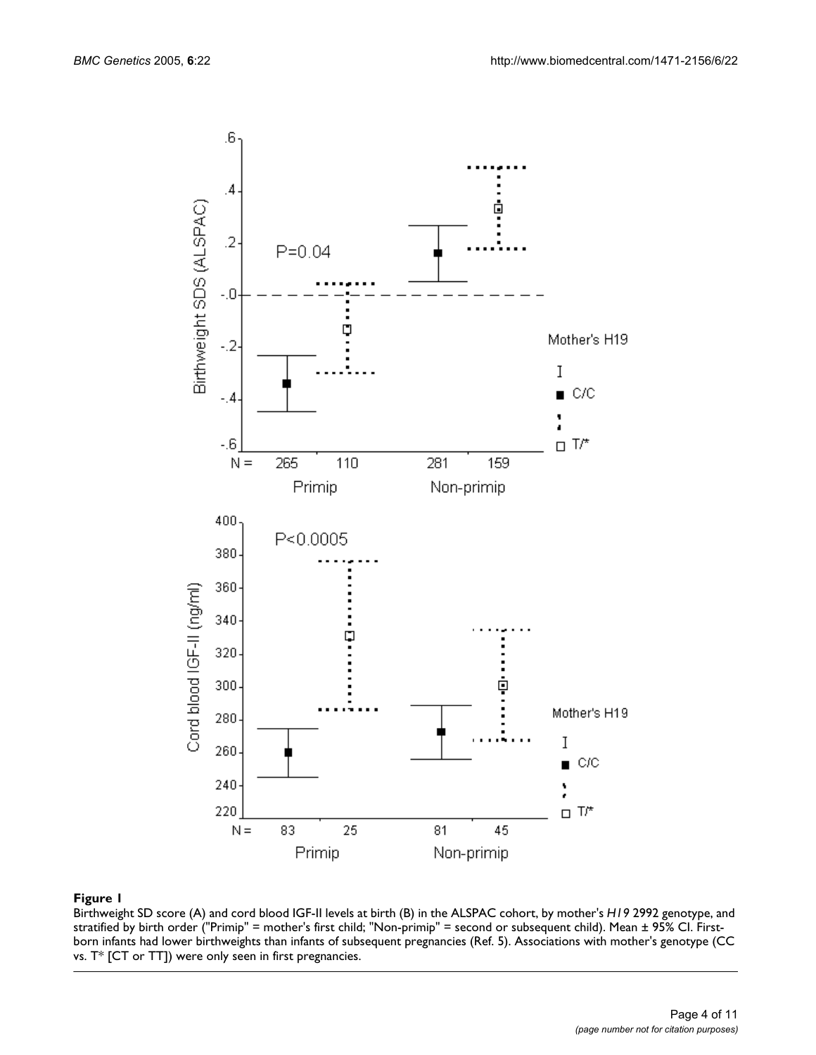**Figure 1**

Birthweight SD score (A) and cord blood IGF-II levels at birth (B) in the ALSPAC cohort, by mother's *H19* 2992 genotype, and stratified by birth order ("Primip" = mother's first child; "Non-primip" = second or subsequent child). Mean ± 95% CI. First-born infants had lower birthweights than infants of subsequent pregnancies (Ref. 5). Associations with mother's genotype (CC vs. T* [CT or TT]) were only seen in first pregnancies.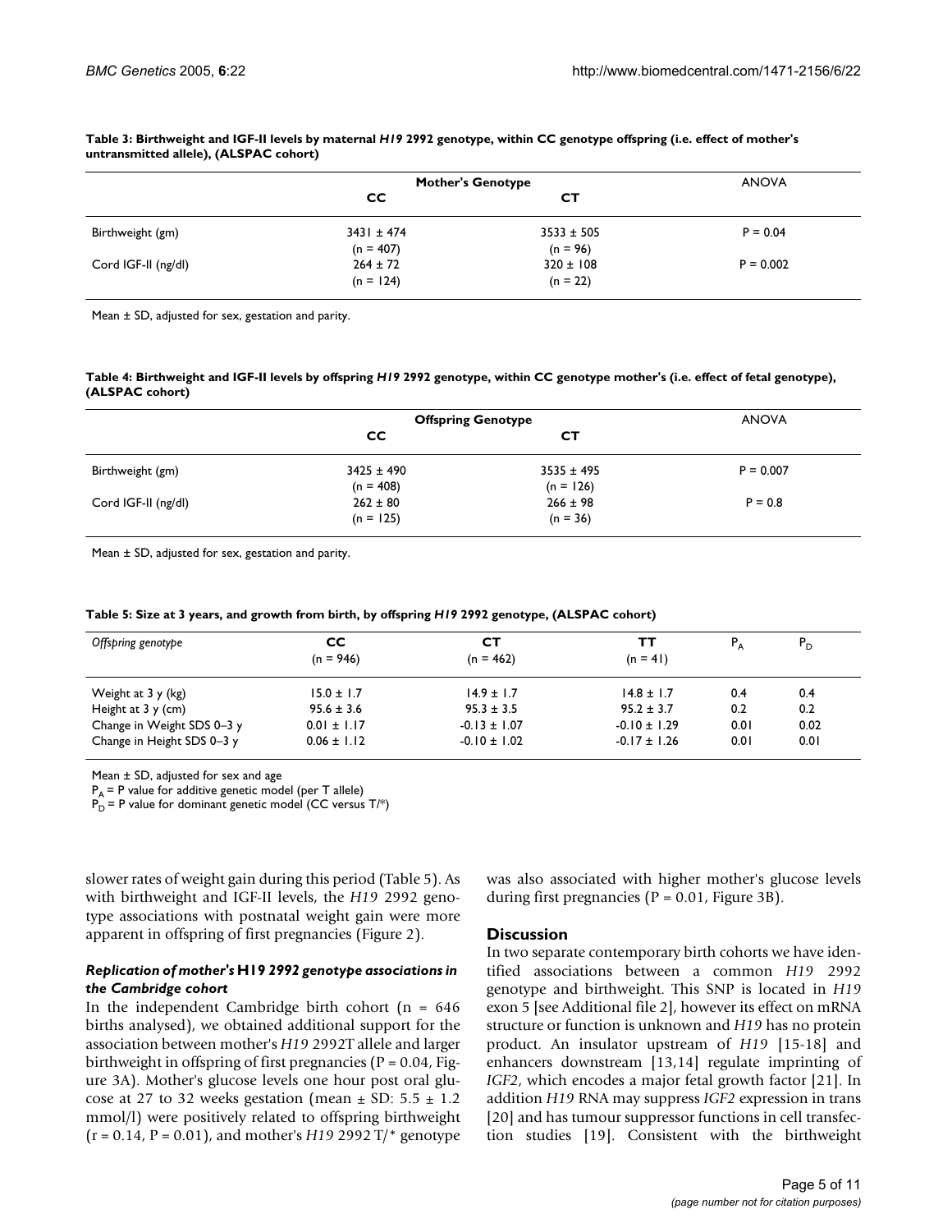**Table 3: Birthweight and IGF-II levels by maternal *H19* 2992 genotype, within CC genotype offspring (i.e. effect of mother's untransmitted allele), (ALSPAC cohort)**

| | Mother's Genotype | | ANOVA |
|---|---|---|---|
| | **CC** | **CT** | |
| Birthweight (gm) | 3431 ± 474 (n = 407) | 3533 ± 505 (n = 96) | P = 0.04 |
| Cord IGF-II (ng/dl) | 264 ± 72 (n = 124) | 320 ± 108 (n = 22) | P = 0.002 |

Mean ± SD, adjusted for sex, gestation and parity.

**Table 4: Birthweight and IGF-II levels by offspring *H19* 2992 genotype, within CC genotype mother's (i.e. effect of fetal genotype), (ALSPAC cohort)**

| | Offspring Genotype | | ANOVA |
|---|---|---|---|
| | **CC** | **CT** | |
| Birthweight (gm) | 3425 ± 490 (n = 408) | 3535 ± 495 (n = 126) | P = 0.007 |
| Cord IGF-II (ng/dl) | 262 ± 80 (n = 125) | 266 ± 98 (n = 36) | P = 0.8 |

Mean ± SD, adjusted for sex, gestation and parity.

**Table 5: Size at 3 years, and growth from birth, by offspring *H19* 2992 genotype, (ALSPAC cohort)**

| *Offspring genotype* | **CC** (n = 946) | **CT** (n = 462) | **TT** (n = 41) | $P_A$ | $P_D$ |
|---|---|---|---|---|---|
| Weight at 3 y (kg) | 15.0 ± 1.7 | 14.9 ± 1.7 | 14.8 ± 1.7 | 0.4 | 0.4 |
| Height at 3 y (cm) | 95.6 ± 3.6 | 95.3 ± 3.5 | 95.2 ± 3.7 | 0.2 | 0.2 |
| Change in Weight SDS 0–3 y | 0.01 ± 1.17 | -0.13 ± 1.07 | -0.10 ± 1.29 | 0.01 | 0.02 |
| Change in Height SDS 0–3 y | 0.06 ± 1.12 | -0.10 ± 1.02 | -0.17 ± 1.26 | 0.01 | 0.01 |

Mean ± SD, adjusted for sex and age

$P_A$ = P value for additive genetic model (per T allele)

$P_D$ = P value for dominant genetic model (CC versus T/*)

slower rates of weight gain during this period (Table 5). As with birthweight and IGF-II levels, the *H19* 2992 genotype associations with postnatal weight gain were more apparent in offspring of first pregnancies (Figure 2).

### *Replication of mother's H19 2992 genotype associations in the Cambridge cohort*

In the independent Cambridge birth cohort (n = 646 births analysed), we obtained additional support for the association between mother's *H19* 2992T allele and larger birthweight in offspring of first pregnancies (P = 0.04, Figure 3A). Mother's glucose levels one hour post oral glucose at 27 to 32 weeks gestation (mean ± SD: 5.5 ± 1.2 mmol/l) were positively related to offspring birthweight (r = 0.14, P = 0.01), and mother's *H19* 2992 T/* genotype was also associated with higher mother's glucose levels during first pregnancies (P = 0.01, Figure 3B).

## Discussion

In two separate contemporary birth cohorts we have identified associations between a common *H19* 2992 genotype and birthweight. This SNP is located in *H19* exon 5 [see Additional file 2], however its effect on mRNA structure or function is unknown and *H19* has no protein product. An insulator upstream of *H19* [15-18] and enhancers downstream [13,14] regulate imprinting of *IGF2*, which encodes a major fetal growth factor [21]. In addition *H19* RNA may suppress *IGF2* expression in trans [20] and has tumour suppressor functions in cell transfection studies [19]. Consistent with the birthweight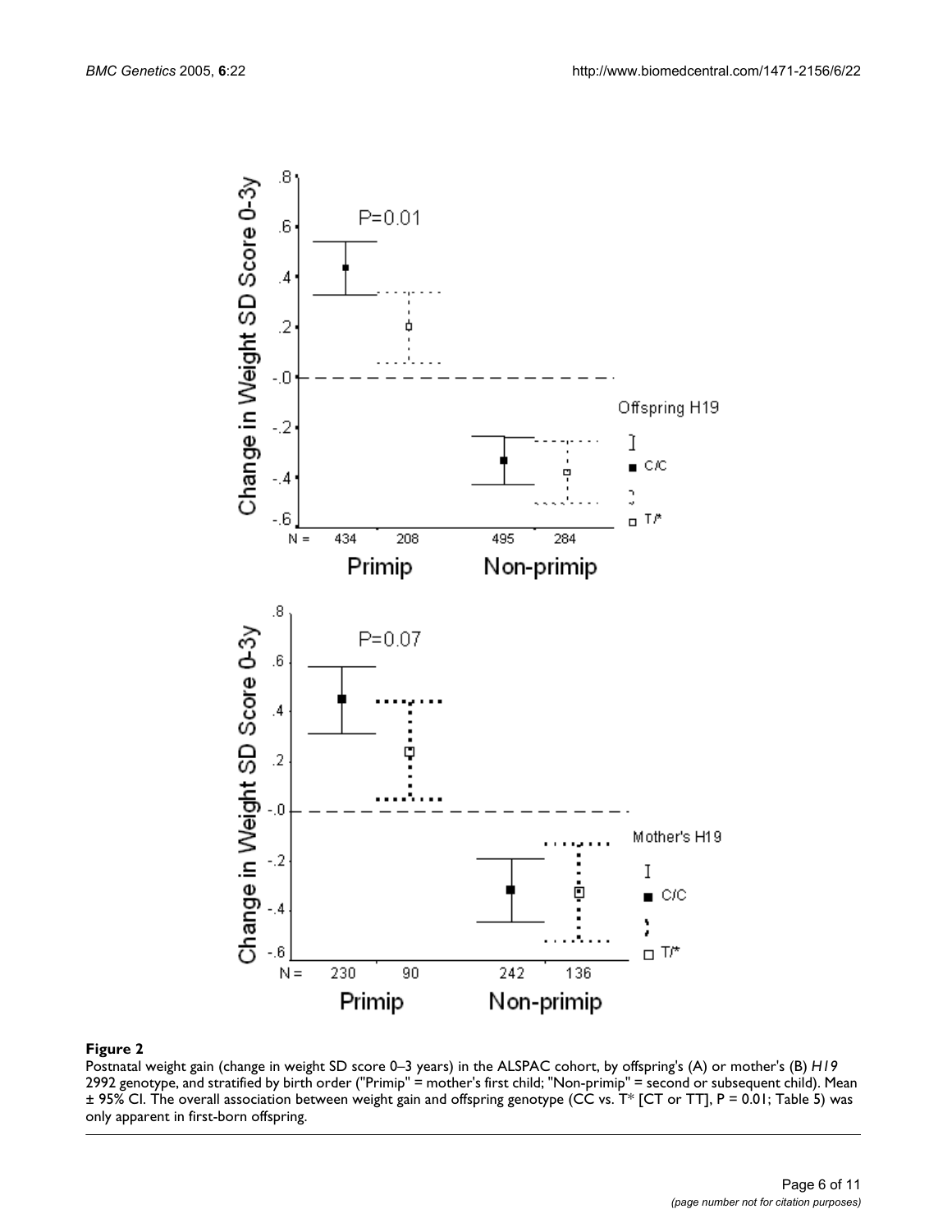**Figure 2**

Postnatal weight gain (change in weight SD score 0–3 years) in the ALSPAC cohort, by offspring's (A) or mother's (B) *H19* 2992 genotype, and stratified by birth order ("Primip" = mother's first child; "Non-primip" = second or subsequent child). Mean ± 95% CI. The overall association between weight gain and offspring genotype (CC vs. T* [CT or TT], P = 0.01; Table 5) was only apparent in first-born offspring.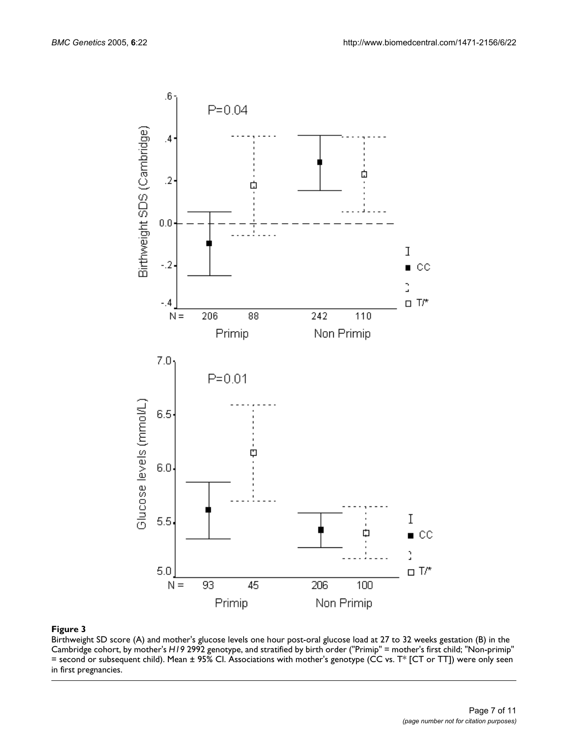**Figure 3**

Birthweight SD score (A) and mother's glucose levels one hour post-oral glucose load at 27 to 32 weeks gestation (B) in the Cambridge cohort, by mother's *H19* 2992 genotype, and stratified by birth order ("Primip" = mother's first child; "Non-primip" = second or subsequent child). Mean ± 95% CI. Associations with mother's genotype (CC vs. T* [CT or TT]) were only seen in first pregnancies.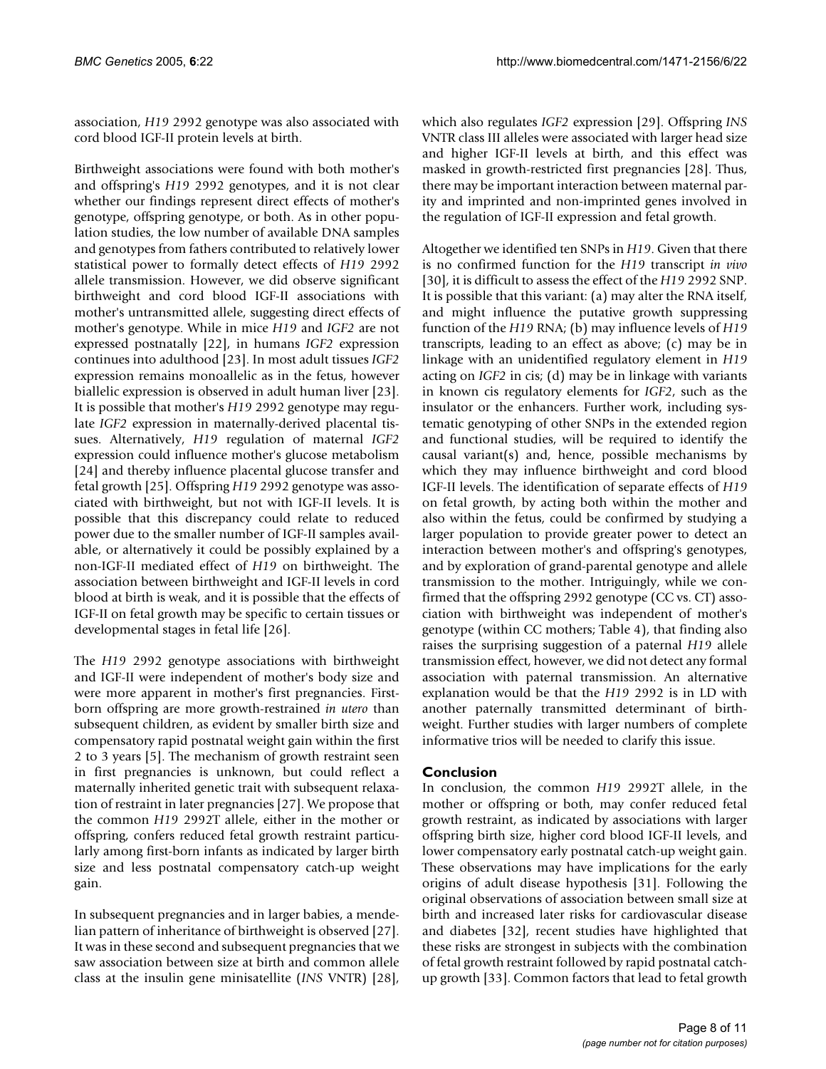association, *H19* 2992 genotype was also associated with cord blood IGF-II protein levels at birth.

Birthweight associations were found with both mother's and offspring's *H19* 2992 genotypes, and it is not clear whether our findings represent direct effects of mother's genotype, offspring genotype, or both. As in other population studies, the low number of available DNA samples and genotypes from fathers contributed to relatively lower statistical power to formally detect effects of *H19* 2992 allele transmission. However, we did observe significant birthweight and cord blood IGF-II associations with mother's untransmitted allele, suggesting direct effects of mother's genotype. While in mice *H19* and *IGF2* are not expressed postnatally [22], in humans *IGF2* expression continues into adulthood [23]. In most adult tissues *IGF2* expression remains monoallelic as in the fetus, however biallelic expression is observed in adult human liver [23]. It is possible that mother's *H19* 2992 genotype may regulate *IGF2* expression in maternally-derived placental tissues. Alternatively, *H19* regulation of maternal *IGF2* expression could influence mother's glucose metabolism [24] and thereby influence placental glucose transfer and fetal growth [25]. Offspring *H19* 2992 genotype was associated with birthweight, but not with IGF-II levels. It is possible that this discrepancy could relate to reduced power due to the smaller number of IGF-II samples available, or alternatively it could be possibly explained by a non-IGF-II mediated effect of *H19* on birthweight. The association between birthweight and IGF-II levels in cord blood at birth is weak, and it is possible that the effects of IGF-II on fetal growth may be specific to certain tissues or developmental stages in fetal life [26].

The *H19* 2992 genotype associations with birthweight and IGF-II were independent of mother's body size and were more apparent in mother's first pregnancies. First-born offspring are more growth-restrained *in utero* than subsequent children, as evident by smaller birth size and compensatory rapid postnatal weight gain within the first 2 to 3 years [5]. The mechanism of growth restraint seen in first pregnancies is unknown, but could reflect a maternally inherited genetic trait with subsequent relaxation of restraint in later pregnancies [27]. We propose that the common *H19* 2992T allele, either in the mother or offspring, confers reduced fetal growth restraint particularly among first-born infants as indicated by larger birth size and less postnatal compensatory catch-up weight gain.

In subsequent pregnancies and in larger babies, a mendelian pattern of inheritance of birthweight is observed [27]. It was in these second and subsequent pregnancies that we saw association between size at birth and common allele class at the insulin gene minisatellite (*INS* VNTR) [28], which also regulates *IGF2* expression [29]. Offspring *INS* VNTR class III alleles were associated with larger head size and higher IGF-II levels at birth, and this effect was masked in growth-restricted first pregnancies [28]. Thus, there may be important interaction between maternal parity and imprinted and non-imprinted genes involved in the regulation of IGF-II expression and fetal growth.

Altogether we identified ten SNPs in *H19*. Given that there is no confirmed function for the *H19* transcript *in vivo* [30], it is difficult to assess the effect of the *H19* 2992 SNP. It is possible that this variant: (a) may alter the RNA itself, and might influence the putative growth suppressing function of the *H19* RNA; (b) may influence levels of *H19* transcripts, leading to an effect as above; (c) may be in linkage with an unidentified regulatory element in *H19* acting on *IGF2* in cis; (d) may be in linkage with variants in known cis regulatory elements for *IGF2*, such as the insulator or the enhancers. Further work, including systematic genotyping of other SNPs in the extended region and functional studies, will be required to identify the causal variant(s) and, hence, possible mechanisms by which they may influence birthweight and cord blood IGF-II levels. The identification of separate effects of *H19* on fetal growth, by acting both within the mother and also within the fetus, could be confirmed by studying a larger population to provide greater power to detect an interaction between mother's and offspring's genotypes, and by exploration of grand-parental genotype and allele transmission to the mother. Intriguingly, while we confirmed that the offspring 2992 genotype (CC vs. CT) association with birthweight was independent of mother's genotype (within CC mothers; Table 4), that finding also raises the surprising suggestion of a paternal *H19* allele transmission effect, however, we did not detect any formal association with paternal transmission. An alternative explanation would be that the *H19* 2992 is in LD with another paternally transmitted determinant of birthweight. Further studies with larger numbers of complete informative trios will be needed to clarify this issue.

## Conclusion

In conclusion, the common *H19* 2992T allele, in the mother or offspring or both, may confer reduced fetal growth restraint, as indicated by associations with larger offspring birth size, higher cord blood IGF-II levels, and lower compensatory early postnatal catch-up weight gain. These observations may have implications for the early origins of adult disease hypothesis [31]. Following the original observations of association between small size at birth and increased later risks for cardiovascular disease and diabetes [32], recent studies have highlighted that these risks are strongest in subjects with the combination of fetal growth restraint followed by rapid postnatal catch-up growth [33]. Common factors that lead to fetal growth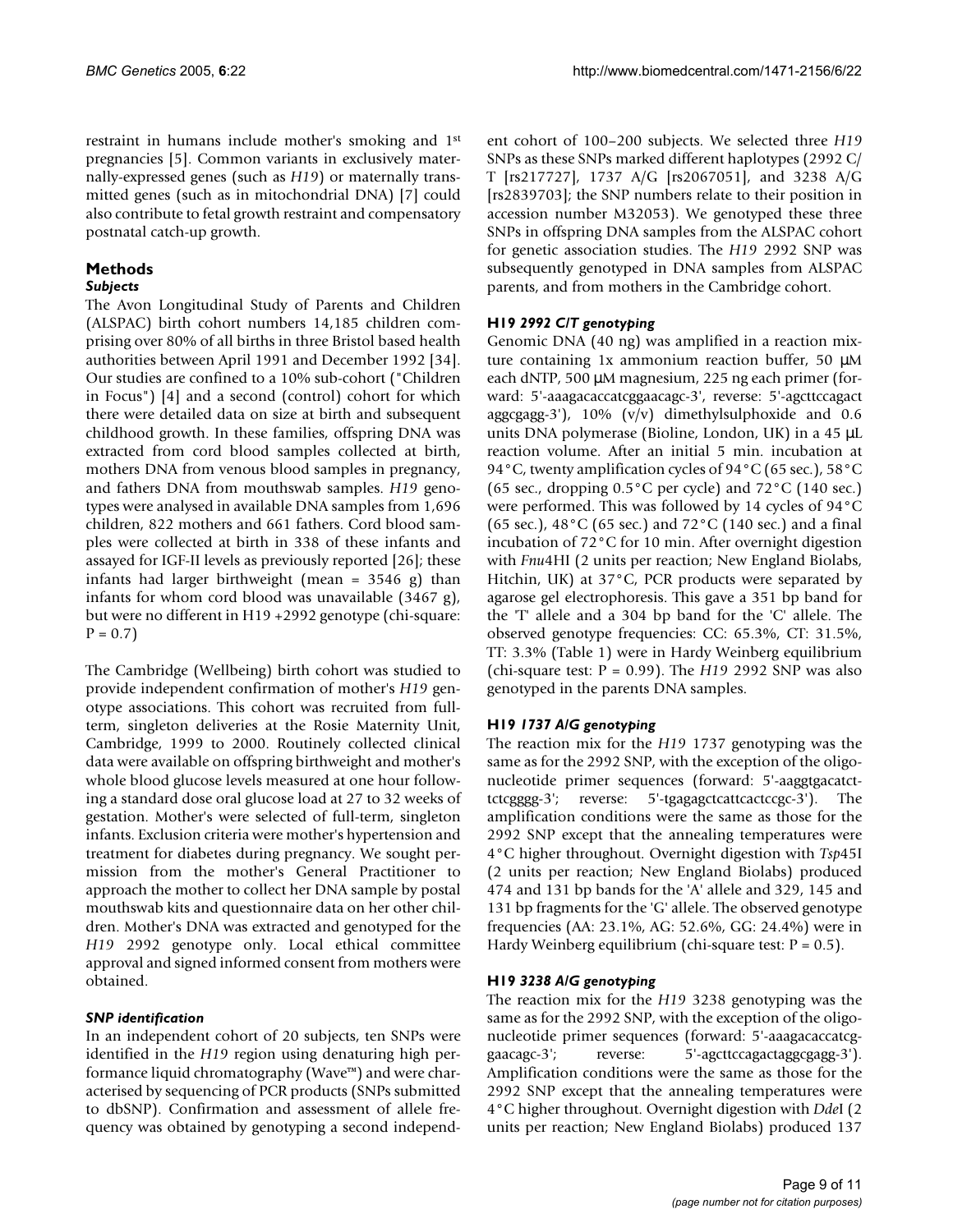restraint in humans include mother's smoking and 1st pregnancies [5]. Common variants in exclusively maternally-expressed genes (such as *H19*) or maternally transmitted genes (such as in mitochondrial DNA) [7] could also contribute to fetal growth restraint and compensatory postnatal catch-up growth.

## Methods

### *Subjects*

The Avon Longitudinal Study of Parents and Children (ALSPAC) birth cohort numbers 14,185 children comprising over 80% of all births in three Bristol based health authorities between April 1991 and December 1992 [34]. Our studies are confined to a 10% sub-cohort ("Children in Focus") [4] and a second (control) cohort for which there were detailed data on size at birth and subsequent childhood growth. In these families, offspring DNA was extracted from cord blood samples collected at birth, mothers DNA from venous blood samples in pregnancy, and fathers DNA from mouthswab samples. *H19* genotypes were analysed in available DNA samples from 1,696 children, 822 mothers and 661 fathers. Cord blood samples were collected at birth in 338 of these infants and assayed for IGF-II levels as previously reported [26]; these infants had larger birthweight (mean = 3546 g) than infants for whom cord blood was unavailable (3467 g), but were no different in H19 +2992 genotype (chi-square: P = 0.7)

The Cambridge (Wellbeing) birth cohort was studied to provide independent confirmation of mother's *H19* genotype associations. This cohort was recruited from full-term, singleton deliveries at the Rosie Maternity Unit, Cambridge, 1999 to 2000. Routinely collected clinical data were available on offspring birthweight and mother's whole blood glucose levels measured at one hour following a standard dose oral glucose load at 27 to 32 weeks of gestation. Mother's were selected of full-term, singleton infants. Exclusion criteria were mother's hypertension and treatment for diabetes during pregnancy. We sought permission from the mother's General Practitioner to approach the mother to collect her DNA sample by postal mouthswab kits and questionnaire data on her other children. Mother's DNA was extracted and genotyped for the *H19* 2992 genotype only. Local ethical committee approval and signed informed consent from mothers were obtained.

### *SNP identification*

In an independent cohort of 20 subjects, ten SNPs were identified in the *H19* region using denaturing high performance liquid chromatography (Wave™) and were characterised by sequencing of PCR products (SNPs submitted to dbSNP). Confirmation and assessment of allele frequency was obtained by genotyping a second independent cohort of 100–200 subjects. We selected three *H19* SNPs as these SNPs marked different haplotypes (2992 C/T [rs217727], 1737 A/G [rs2067051], and 3238 A/G [rs2839703]; the SNP numbers relate to their position in accession number M32053). We genotyped these three SNPs in offspring DNA samples from the ALSPAC cohort for genetic association studies. The *H19* 2992 SNP was subsequently genotyped in DNA samples from ALSPAC parents, and from mothers in the Cambridge cohort.

### H19 *2992 C/T genotyping*

Genomic DNA (40 ng) was amplified in a reaction mixture containing 1x ammonium reaction buffer, 50 μM each dNTP, 500 μM magnesium, 225 ng each primer (forward: 5'-aaagacaccatcggaacagc-3', reverse: 5'-agcttccagact aggcgagg-3'), 10% (v/v) dimethylsulphoxide and 0.6 units DNA polymerase (Bioline, London, UK) in a 45 μL reaction volume. After an initial 5 min. incubation at 94°C, twenty amplification cycles of 94°C (65 sec.), 58°C (65 sec., dropping 0.5°C per cycle) and 72°C (140 sec.) were performed. This was followed by 14 cycles of 94°C (65 sec.), 48°C (65 sec.) and 72°C (140 sec.) and a final incubation of 72°C for 10 min. After overnight digestion with *Fnu*4HI (2 units per reaction; New England Biolabs, Hitchin, UK) at 37°C, PCR products were separated by agarose gel electrophoresis. This gave a 351 bp band for the 'T' allele and a 304 bp band for the 'C' allele. The observed genotype frequencies: CC: 65.3%, CT: 31.5%, TT: 3.3% (Table 1) were in Hardy Weinberg equilibrium (chi-square test: P = 0.99). The *H19* 2992 SNP was also genotyped in the parents DNA samples.

### H19 *1737 A/G genotyping*

The reaction mix for the *H19* 1737 genotyping was the same as for the 2992 SNP, with the exception of the oligonucleotide primer sequences (forward: 5'-aaggtgacatcttctcgggg-3'; reverse: 5'-tgagagctcattcactccgc-3'). The amplification conditions were the same as those for the 2992 SNP except that the annealing temperatures were 4°C higher throughout. Overnight digestion with *Tsp*45I (2 units per reaction; New England Biolabs) produced 474 and 131 bp bands for the 'A' allele and 329, 145 and 131 bp fragments for the 'G' allele. The observed genotype frequencies (AA: 23.1%, AG: 52.6%, GG: 24.4%) were in Hardy Weinberg equilibrium (chi-square test: P = 0.5).

### H19 *3238 A/G genotyping*

The reaction mix for the *H19* 3238 genotyping was the same as for the 2992 SNP, with the exception of the oligonucleotide primer sequences (forward: 5'-aaagacaccatcggaacagc-3'; reverse: 5'-agcttccagactaggcgagg-3'). Amplification conditions were the same as those for the 2992 SNP except that the annealing temperatures were 4°C higher throughout. Overnight digestion with *Dde*I (2 units per reaction; New England Biolabs) produced 137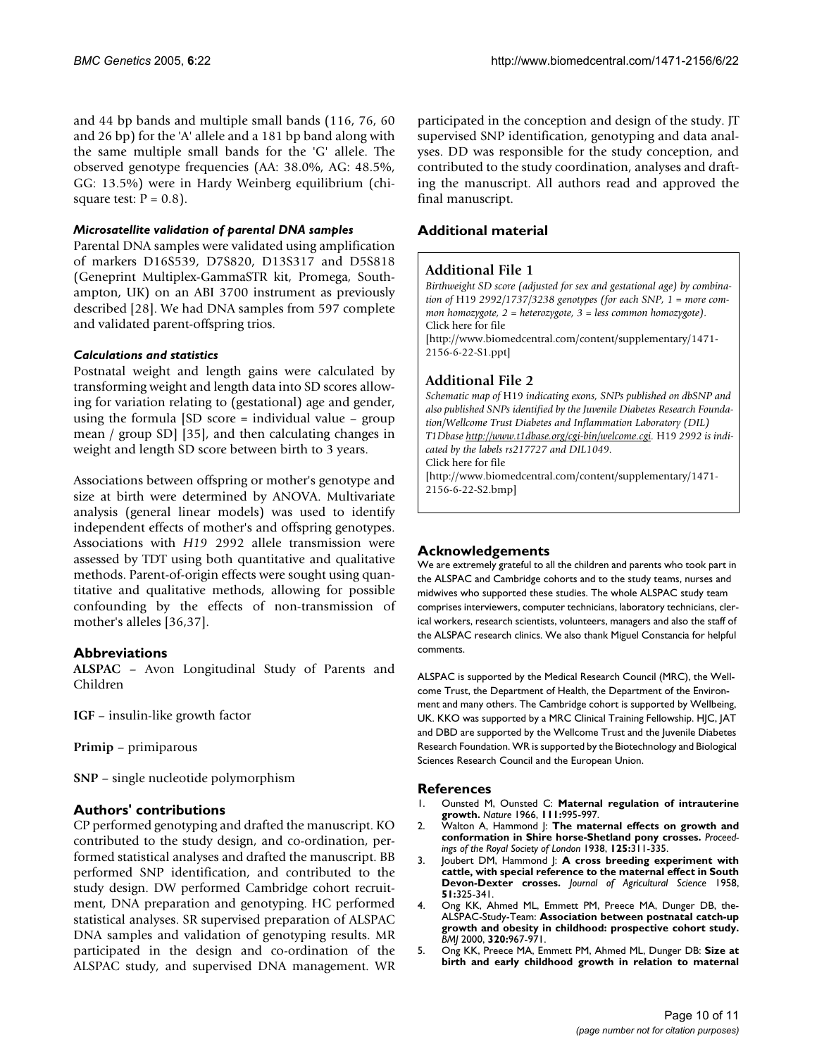and 44 bp bands and multiple small bands (116, 76, 60 and 26 bp) for the 'A' allele and a 181 bp band along with the same multiple small bands for the 'G' allele. The observed genotype frequencies (AA: 38.0%, AG: 48.5%, GG: 13.5%) were in Hardy Weinberg equilibrium (chi-square test: $P = 0.8$).

#### *Microsatellite validation of parental DNA samples*

Parental DNA samples were validated using amplification of markers D16S539, D7S820, D13S317 and D5S818 (Geneprint Multiplex-GammaSTR kit, Promega, Southampton, UK) on an ABI 3700 instrument as previously described [28]. We had DNA samples from 597 complete and validated parent-offspring trios.

#### *Calculations and statistics*

Postnatal weight and length gains were calculated by transforming weight and length data into SD scores allowing for variation relating to (gestational) age and gender, using the formula [SD score = individual value – group mean / group SD] [35], and then calculating changes in weight and length SD score between birth to 3 years.

Associations between offspring or mother's genotype and size at birth were determined by ANOVA. Multivariate analysis (general linear models) was used to identify independent effects of mother's and offspring genotypes. Associations with *H19* 2992 allele transmission were assessed by TDT using both quantitative and qualitative methods. Parent-of-origin effects were sought using quantitative and qualitative methods, allowing for possible confounding by the effects of non-transmission of mother's alleles [36,37].

## Abbreviations

**ALSPAC** – Avon Longitudinal Study of Parents and Children

**IGF** – insulin-like growth factor

**Primip** – primiparous

**SNP** – single nucleotide polymorphism

## Authors' contributions

CP performed genotyping and drafted the manuscript. KO contributed to the study design, and co-ordination, performed statistical analyses and drafted the manuscript. BB performed SNP identification, and contributed to the study design. DW performed Cambridge cohort recruitment, DNA preparation and genotyping. HC performed statistical analyses. SR supervised preparation of ALSPAC DNA samples and validation of genotyping results. MR participated in the design and co-ordination of the ALSPAC study, and supervised DNA management. WR participated in the conception and design of the study. JT supervised SNP identification, genotyping and data analyses. DD was responsible for the study conception, and contributed to the study coordination, analyses and drafting the manuscript. All authors read and approved the final manuscript.

## Additional material

### Additional File 1

*Birthweight SD score (adjusted for sex and gestational age) by combination of H19 2992/1737/3238 genotypes (for each SNP, 1 = more common homozygote, 2 = heterozygote, 3 = less common homozygote).*
Click here for file
[http://www.biomedcentral.com/content/supplementary/1471-2156-6-22-S1.ppt]

### Additional File 2

*Schematic map of* H19 *indicating exons, SNPs published on dbSNP and also published SNPs identified by the Juvenile Diabetes Research Foundation/Wellcome Trust Diabetes and Inflammation Laboratory (DIL) T1Dbase http://www.t1dbase.org/cgi-bin/welcome.cgi.* H19 *2992 is indicated by the labels rs217727 and DIL1049.*
Click here for file
[http://www.biomedcentral.com/content/supplementary/1471-2156-6-22-S2.bmp]

## Acknowledgements

We are extremely grateful to all the children and parents who took part in the ALSPAC and Cambridge cohorts and to the study teams, nurses and midwives who supported these studies. The whole ALSPAC study team comprises interviewers, computer technicians, laboratory technicians, clerical workers, research scientists, volunteers, managers and also the staff of the ALSPAC research clinics. We also thank Miguel Constancia for helpful comments.

ALSPAC is supported by the Medical Research Council (MRC), the Wellcome Trust, the Department of Health, the Department of the Environment and many others. The Cambridge cohort is supported by Wellbeing, UK. KKO was supported by a MRC Clinical Training Fellowship. HJC, JAT and DBD are supported by the Wellcome Trust and the Juvenile Diabetes Research Foundation. WR is supported by the Biotechnology and Biological Sciences Research Council and the European Union.

## References

1. Ounsted M, Ounsted C: **Maternal regulation of intrauterine growth.** *Nature* 1966, **111:**995-997.
2. Walton A, Hammond J: **The maternal effects on growth and conformation in Shire horse-Shetland pony crosses.** *Proceedings of the Royal Society of London* 1938, **125:**311-335.
3. Joubert DM, Hammond J: **A cross breeding experiment with cattle, with special reference to the maternal effect in South Devon-Dexter crosses.** *Journal of Agricultural Science* 1958, **51:**325-341.
4. Ong KK, Ahmed ML, Emmett PM, Preece MA, Dunger DB, the-ALSPAC-Study-Team: **Association between postnatal catch-up growth and obesity in childhood: prospective cohort study.** *BMJ* 2000, **320:**967-971.
5. Ong KK, Preece MA, Emmett PM, Ahmed ML, Dunger DB: **Size at birth and early childhood growth in relation to maternal**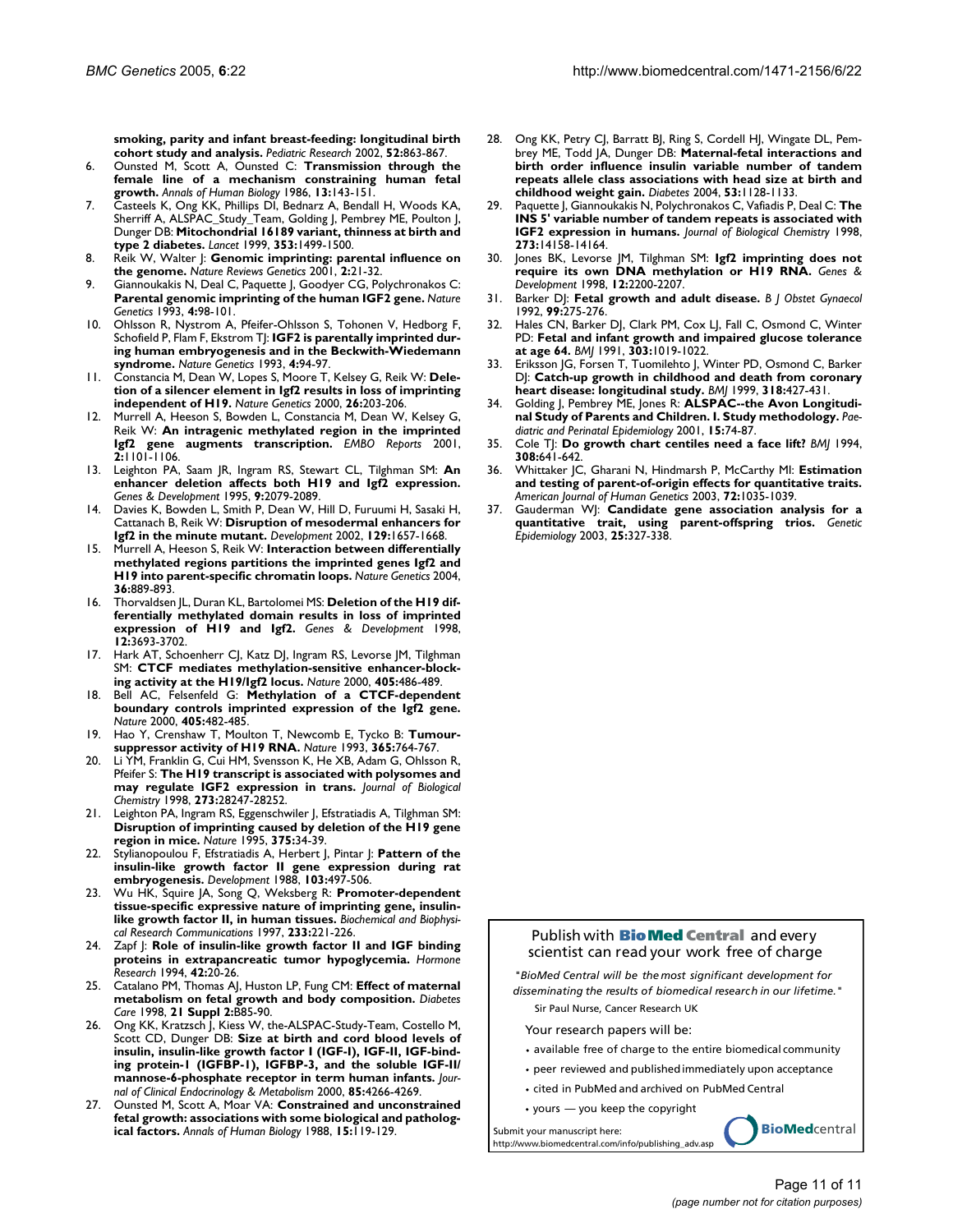smoking, parity and infant breast-feeding: longitudinal birth cohort study and analysis.** *Pediatric Research* 2002, **52:**863-867.

6. Ounsted M, Scott A, Ounsted C: **Transmission through the female line of a mechanism constraining human fetal growth.** *Annals of Human Biology* 1986, **13:**143-151.
7. Casteels K, Ong KK, Phillips DI, Bednarz A, Bendall H, Woods KA, Sherriff A, ALSPAC_Study_Team, Golding J, Pembrey ME, Poulton J, Dunger DB: **Mitochondrial 16189 variant, thinness at birth and type 2 diabetes.** *Lancet* 1999, **353:**1499-1500.
8. Reik W, Walter J: **Genomic imprinting: parental influence on the genome.** *Nature Reviews Genetics* 2001, **2:**21-32.
9. Giannoukakis N, Deal C, Paquette J, Goodyer CG, Polychronakos C: **Parental genomic imprinting of the human IGF2 gene.** *Nature Genetics* 1993, **4:**98-101.
10. Ohlsson R, Nystrom A, Pfeifer-Ohlsson S, Tohonen V, Hedborg F, Schofield P, Flam F, Ekstrom TJ: **IGF2 is parentally imprinted during human embryogenesis and in the Beckwith-Wiedemann syndrome.** *Nature Genetics* 1993, **4:**94-97.
11. Constancia M, Dean W, Lopes S, Moore T, Kelsey G, Reik W: **Deletion of a silencer element in Igf2 results in loss of imprinting independent of H19.** *Nature Genetics* 2000, **26:**203-206.
12. Murrell A, Heeson S, Bowden L, Constancia M, Dean W, Kelsey G, Reik W: **An intragenic methylated region in the imprinted Igf2 gene augments transcription.** *EMBO Reports* 2001, **2:**1101-1106.
13. Leighton PA, Saam JR, Ingram RS, Stewart CL, Tilghman SM: **An enhancer deletion affects both H19 and Igf2 expression.** *Genes & Development* 1995, **9:**2079-2089.
14. Davies K, Bowden L, Smith P, Dean W, Hill D, Furuumi H, Sasaki H, Cattanach B, Reik W: **Disruption of mesodermal enhancers for Igf2 in the minute mutant.** *Development* 2002, **129:**1657-1668.
15. Murrell A, Heeson S, Reik W: **Interaction between differentially methylated regions partitions the imprinted genes Igf2 and H19 into parent-specific chromatin loops.** *Nature Genetics* 2004, **36:**889-893.
16. Thorvaldsen JL, Duran KL, Bartolomei MS: **Deletion of the H19 differentially methylated domain results in loss of imprinted expression of H19 and Igf2.** *Genes & Development* 1998, **12:**3693-3702.
17. Hark AT, Schoenherr CJ, Katz DJ, Ingram RS, Levorse JM, Tilghman SM: **CTCF mediates methylation-sensitive enhancer-blocking activity at the H19/Igf2 locus.** *Nature* 2000, **405:**486-489.
18. Bell AC, Felsenfeld G: **Methylation of a CTCF-dependent boundary controls imprinted expression of the Igf2 gene.** *Nature* 2000, **405:**482-485.
19. Hao Y, Crenshaw T, Moulton T, Newcomb E, Tycko B: **Tumour-suppressor activity of H19 RNA.** *Nature* 1993, **365:**764-767.
20. Li YM, Franklin G, Cui HM, Svensson K, He XB, Adam G, Ohlsson R, Pfeifer S: **The H19 transcript is associated with polysomes and may regulate IGF2 expression in trans.** *Journal of Biological Chemistry* 1998, **273:**28247-28252.
21. Leighton PA, Ingram RS, Eggenschwiler J, Efstratiadis A, Tilghman SM: **Disruption of imprinting caused by deletion of the H19 gene region in mice.** *Nature* 1995, **375:**34-39.
22. Stylianopoulou F, Efstratiadis A, Herbert J, Pintar J: **Pattern of the insulin-like growth factor II gene expression during rat embryogenesis.** *Development* 1988, **103:**497-506.
23. Wu HK, Squire JA, Song Q, Weksberg R: **Promoter-dependent tissue-specific expressive nature of imprinting gene, insulin-like growth factor II, in human tissues.** *Biochemical and Biophysical Research Communications* 1997, **233:**221-226.
24. Zapf J: **Role of insulin-like growth factor II and IGF binding proteins in extrapancreatic tumor hypoglycemia.** *Hormone Research* 1994, **42:**20-26.
25. Catalano PM, Thomas AJ, Huston LP, Fung CM: **Effect of maternal metabolism on fetal growth and body composition.** *Diabetes Care* 1998, **21 Suppl 2:**B85-90.
26. Ong KK, Kratzsch J, Kiess W, the-ALSPAC-Study-Team, Costello M, Scott CD, Dunger DB: **Size at birth and cord blood levels of insulin, insulin-like growth factor I (IGF-I), IGF-II, IGF-binding protein-1 (IGFBP-1), IGFBP-3, and the soluble IGF-II/mannose-6-phosphate receptor in term human infants.** *Journal of Clinical Endocrinology & Metabolism* 2000, **85:**4266-4269.
27. Ounsted M, Scott A, Moar VA: **Constrained and unconstrained fetal growth: associations with some biological and pathological factors.** *Annals of Human Biology* 1988, **15:**119-129.
28. Ong KK, Petry CJ, Barratt BJ, Ring S, Cordell HJ, Wingate DL, Pembrey ME, Todd JA, Dunger DB: **Maternal-fetal interactions and birth order influence insulin variable number of tandem repeats allele class associations with head size at birth and childhood weight gain.** *Diabetes* 2004, **53:**1128-1133.
29. Paquette J, Giannoukakis N, Polychronakos C, Vafiadis P, Deal C: **The INS 5' variable number of tandem repeats is associated with IGF2 expression in humans.** *Journal of Biological Chemistry* 1998, **273:**14158-14164.
30. Jones BK, Levorse JM, Tilghman SM: **Igf2 imprinting does not require its own DNA methylation or H19 RNA.** *Genes & Development* 1998, **12:**2200-2207.
31. Barker DJ: **Fetal growth and adult disease.** *B J Obstet Gynaecol* 1992, **99:**275-276.
32. Hales CN, Barker DJ, Clark PM, Cox LJ, Fall C, Osmond C, Winter PD: **Fetal and infant growth and impaired glucose tolerance at age 64.** *BMJ* 1991, **303:**1019-1022.
33. Eriksson JG, Forsen T, Tuomilehto J, Winter PD, Osmond C, Barker DJ: **Catch-up growth in childhood and death from coronary heart disease: longitudinal study.** *BMJ* 1999, **318:**427-431.
34. Golding J, Pembrey ME, Jones R: **ALSPAC--the Avon Longitudinal Study of Parents and Children. I. Study methodology.** *Paediatric and Perinatal Epidemiology* 2001, **15:**74-87.
35. Cole TJ: **Do growth chart centiles need a face lift?** *BMJ* 1994, **308:**641-642.
36. Whittaker JC, Gharani N, Hindmarsh P, McCarthy MI: **Estimation and testing of parent-of-origin effects for quantitative traits.** *American Journal of Human Genetics* 2003, **72:**1035-1039.
37. Gauderman WJ: **Candidate gene association analysis for a quantitative trait, using parent-offspring trios.** *Genetic Epidemiology* 2003, **25:**327-338.

Publish with **BioMed Central** and every scientist can read your work free of charge

*"BioMed Central will be the most significant development for disseminating the results of biomedical research in our lifetime."*
Sir Paul Nurse, Cancer Research UK

Your research papers will be:

- available free of charge to the entire biomedical community
- peer reviewed and published immediately upon acceptance
- cited in PubMed and archived on PubMed Central
- yours — you keep the copyright

Submit your manuscript here:
http://www.biomedcentral.com/info/publishing_adv.asp

BioMedcentral